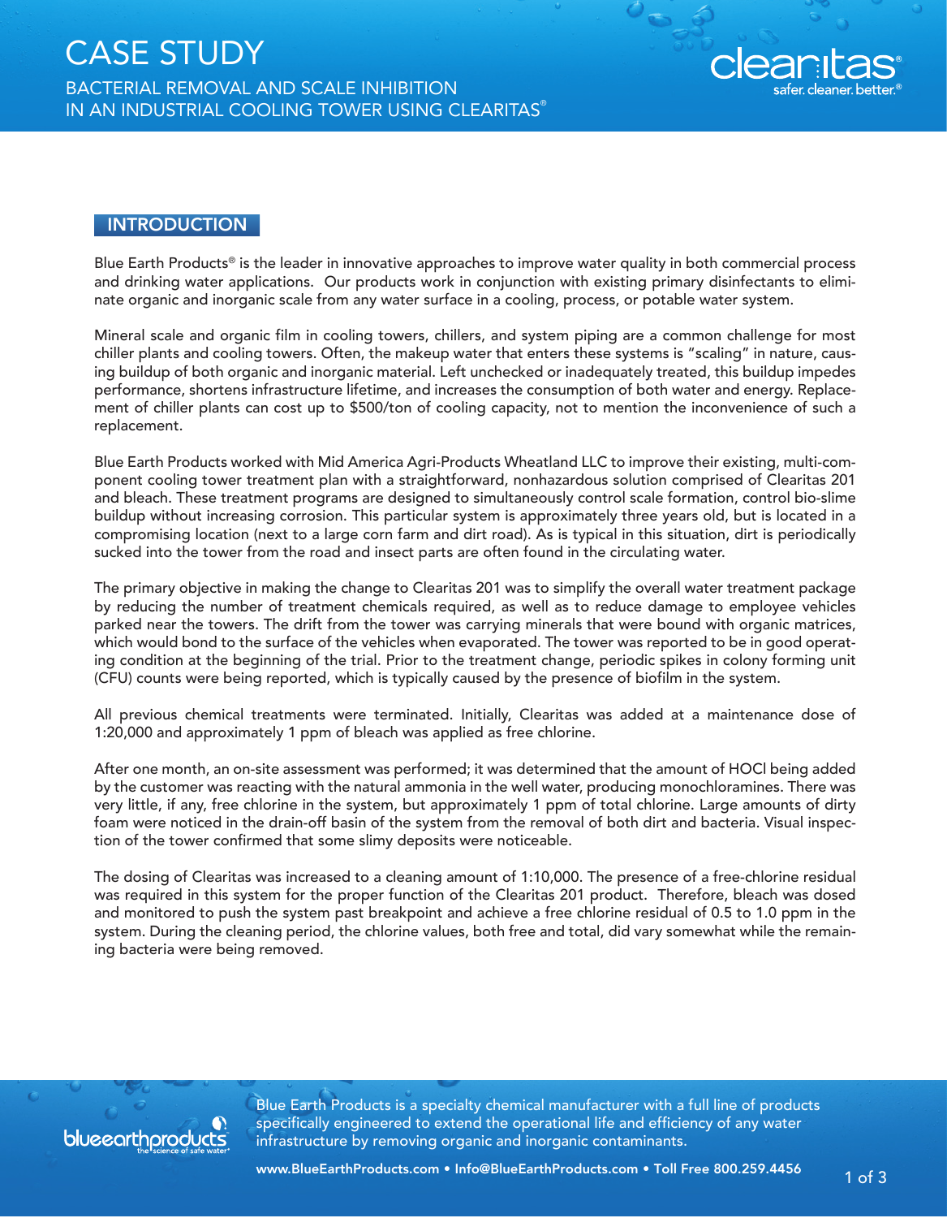# CASE STUDY

## BACTERIAL REMOVAL AND SCALE INHIBITION IN AN INDUSTRIAL COOLING TOWER USING CLEARITAS®

### INTRODUCTION

Blue Earth Products® is the leader in innovative approaches to improve water quality in both commercial process and drinking water applications. Our products work in conjunction with existing primary disinfectants to eliminate organic and inorganic scale from any water surface in a cooling, process, or potable water system.

Mineral scale and organic film in cooling towers, chillers, and system piping are a common challenge for most chiller plants and cooling towers. Often, the makeup water that enters these systems is "scaling" in nature, causing buildup of both organic and inorganic material. Left unchecked or inadequately treated, this buildup impedes performance, shortens infrastructure lifetime, and increases the consumption of both water and energy. Replacement of chiller plants can cost up to $500/ton of cooling capacity, not to mention the inconvenience of such a replacement.

Blue Earth Products worked with Mid America Agri-Products Wheatland LLC to improve their existing, multi-component cooling tower treatment plan with a straightforward, nonhazardous solution comprised of Clearitas 201 and bleach. These treatment programs are designed to simultaneously control scale formation, control bio-slime buildup without increasing corrosion. This particular system is approximately three years old, but is located in a compromising location (next to a large corn farm and dirt road). As is typical in this situation, dirt is periodically sucked into the tower from the road and insect parts are often found in the circulating water.

The primary objective in making the change to Clearitas 201 was to simplify the overall water treatment package by reducing the number of treatment chemicals required, as well as to reduce damage to employee vehicles parked near the towers. The drift from the tower was carrying minerals that were bound with organic matrices, which would bond to the surface of the vehicles when evaporated. The tower was reported to be in good operating condition at the beginning of the trial. Prior to the treatment change, periodic spikes in colony forming unit (CFU) counts were being reported, which is typically caused by the presence of biofilm in the system.

All previous chemical treatments were terminated. Initially, Clearitas was added at a maintenance dose of 1:20,000 and approximately 1 ppm of bleach was applied as free chlorine.

After one month, an on-site assessment was performed; it was determined that the amount of HOCl being added by the customer was reacting with the natural ammonia in the well water, producing monochloramines. There was very little, if any, free chlorine in the system, but approximately 1 ppm of total chlorine. Large amounts of dirty foam were noticed in the drain-off basin of the system from the removal of both dirt and bacteria. Visual inspection of the tower confirmed that some slimy deposits were noticeable.

The dosing of Clearitas was increased to a cleaning amount of 1:10,000. The presence of a free-chlorine residual was required in this system for the proper function of the Clearitas 201 product. Therefore, bleach was dosed and monitored to push the system past breakpoint and achieve a free chlorine residual of 0.5 to 1.0 ppm in the system. During the cleaning period, the chlorine values, both free and total, did vary somewhat while the remaining bacteria were being removed.

Blue Earth Products is a specialty chemical manufacturer with a full line of products specifically engineered to extend the operational life and efficiency of any water infrastructure by removing organic and inorganic contaminants.

www.BlueEarthProducts.com • Info@BlueEarthProducts.com • Toll Free 800.259.4456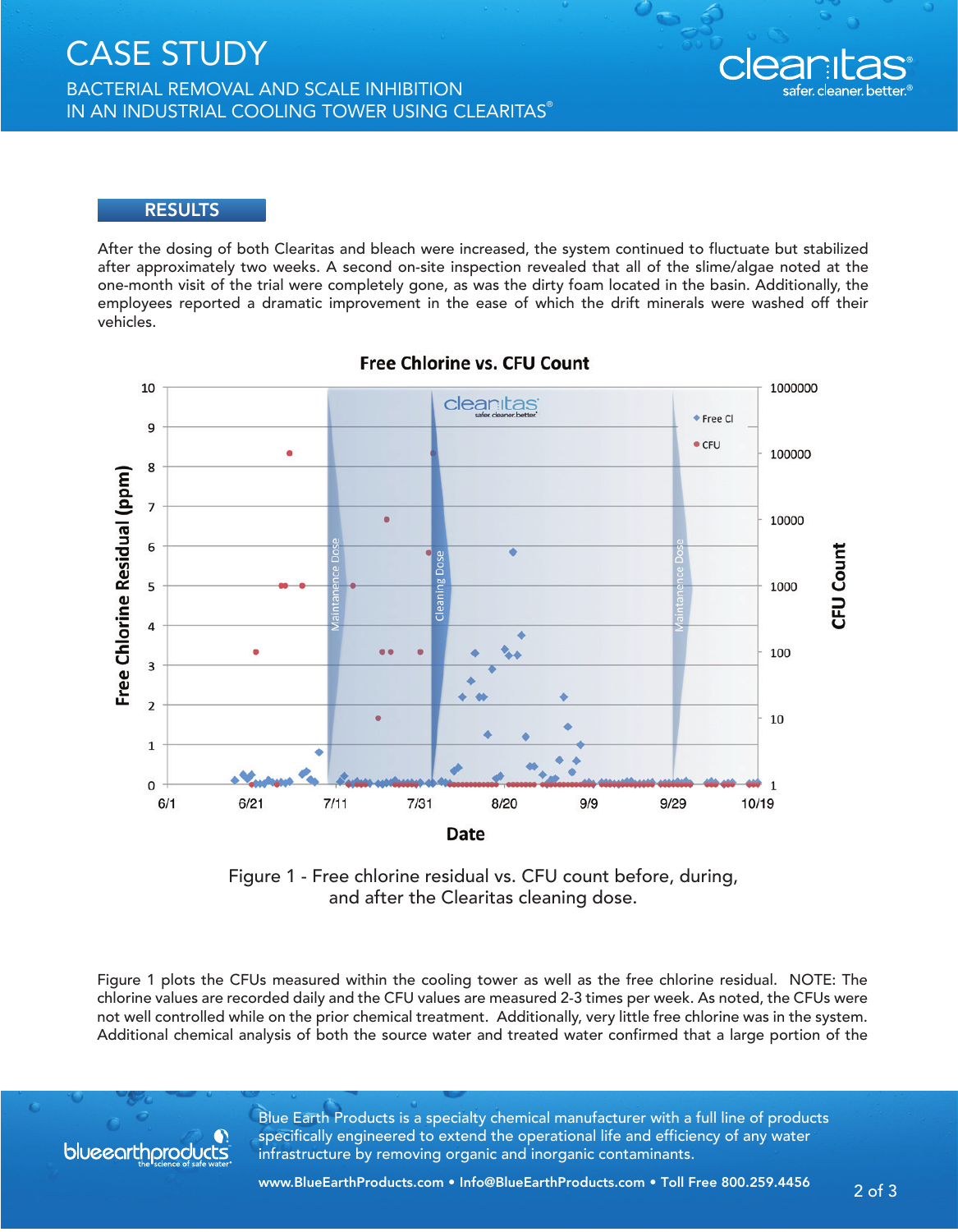## RESULTS

After the dosing of both Clearitas and bleach were increased, the system continued to fluctuate but stabilized after approximately two weeks. A second on-site inspection revealed that all of the slime/algae noted at the one-month visit of the trial were completely gone, as was the dirty foam located in the basin. Additionally, the employees reported a dramatic improvement in the ease of which the drift minerals were washed off their vehicles.

Figure 1 - Free chlorine residual vs. CFU count before, during, and after the Clearitas cleaning dose.

Figure 1 plots the CFUs measured within the cooling tower as well as the free chlorine residual. NOTE: The chlorine values are recorded daily and the CFU values are measured 2-3 times per week. As noted, the CFUs were not well controlled while on the prior chemical treatment. Additionally, very little free chlorine was in the system. Additional chemical analysis of both the source water and treated water confirmed that a large portion of the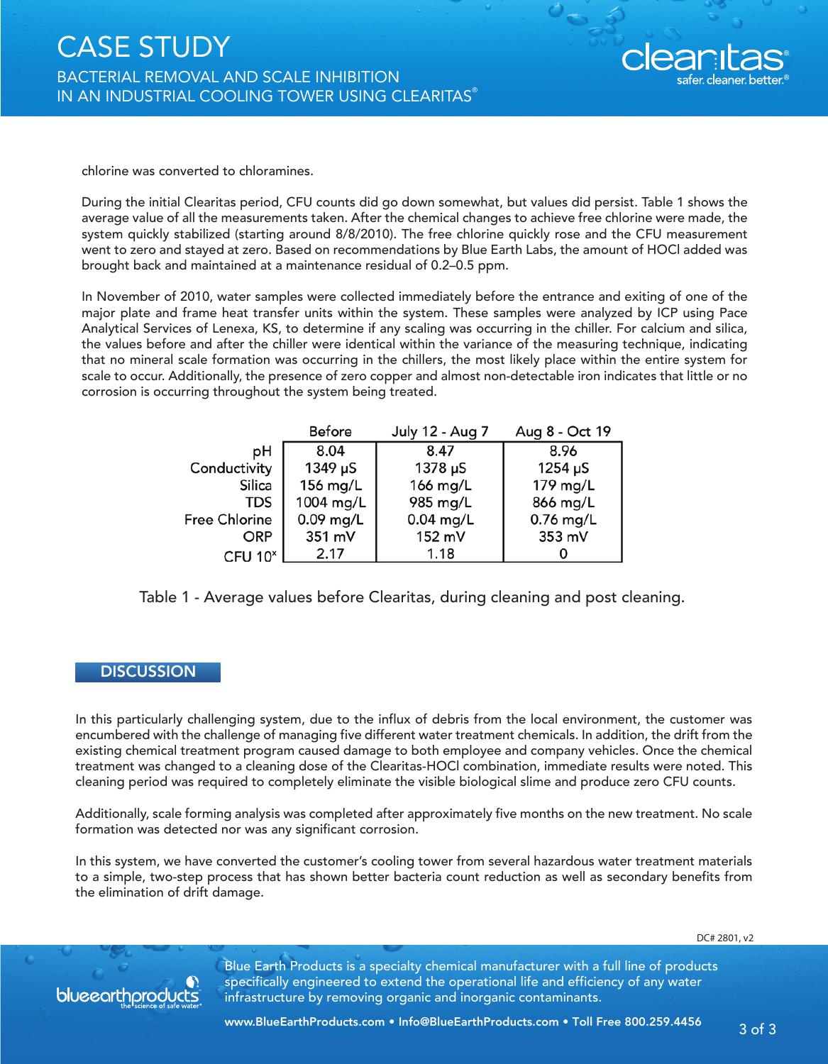chlorine was converted to chloramines.

During the initial Clearitas period, CFU counts did go down somewhat, but values did persist. Table 1 shows the average value of all the measurements taken. After the chemical changes to achieve free chlorine were made, the system quickly stabilized (starting around 8/8/2010). The free chlorine quickly rose and the CFU measurement went to zero and stayed at zero. Based on recommendations by Blue Earth Labs, the amount of HOCl added was brought back and maintained at a maintenance residual of 0.2–0.5 ppm.

In November of 2010, water samples were collected immediately before the entrance and exiting of one of the major plate and frame heat transfer units within the system. These samples were analyzed by ICP using Pace Analytical Services of Lenexa, KS, to determine if any scaling was occurring in the chiller. For calcium and silica, the values before and after the chiller were identical within the variance of the measuring technique, indicating that no mineral scale formation was occurring in the chillers, the most likely place within the entire system for scale to occur. Additionally, the presence of zero copper and almost non-detectable iron indicates that little or no corrosion is occurring throughout the system being treated.

| | Before | July 12 - Aug 7 | Aug 8 - Oct 19 |
|---|---|---|---|
| pH | 8.04 | 8.47 | 8.96 |
| Conductivity | 1349 µS | 1378 µS | 1254 µS |
| Silica | 156 mg/L | 166 mg/L | 179 mg/L |
| TDS | 1004 mg/L | 985 mg/L | 866 mg/L |
| Free Chlorine | 0.09 mg/L | 0.04 mg/L | 0.76 mg/L |
| ORP | 351 mV | 152 mV | 353 mV |
| CFU $10^x$ | 2.17 | 1.18 | 0 |

Table 1 - Average values before Clearitas, during cleaning and post cleaning.

## DISCUSSION

In this particularly challenging system, due to the influx of debris from the local environment, the customer was encumbered with the challenge of managing five different water treatment chemicals. In addition, the drift from the existing chemical treatment program caused damage to both employee and company vehicles. Once the chemical treatment was changed to a cleaning dose of the Clearitas-HOCl combination, immediate results were noted. This cleaning period was required to completely eliminate the visible biological slime and produce zero CFU counts.

Additionally, scale forming analysis was completed after approximately five months on the new treatment. No scale formation was detected nor was any significant corrosion.

In this system, we have converted the customer's cooling tower from several hazardous water treatment materials to a simple, two-step process that has shown better bacteria count reduction as well as secondary benefits from the elimination of drift damage.

DC# 2801, v2

Blue Earth Products is a specialty chemical manufacturer with a full line of products specifically engineered to extend the operational life and efficiency of any water infrastructure by removing organic and inorganic contaminants.

www.BlueEarthProducts.com • Info@BlueEarthProducts.com • Toll Free 800.259.4456